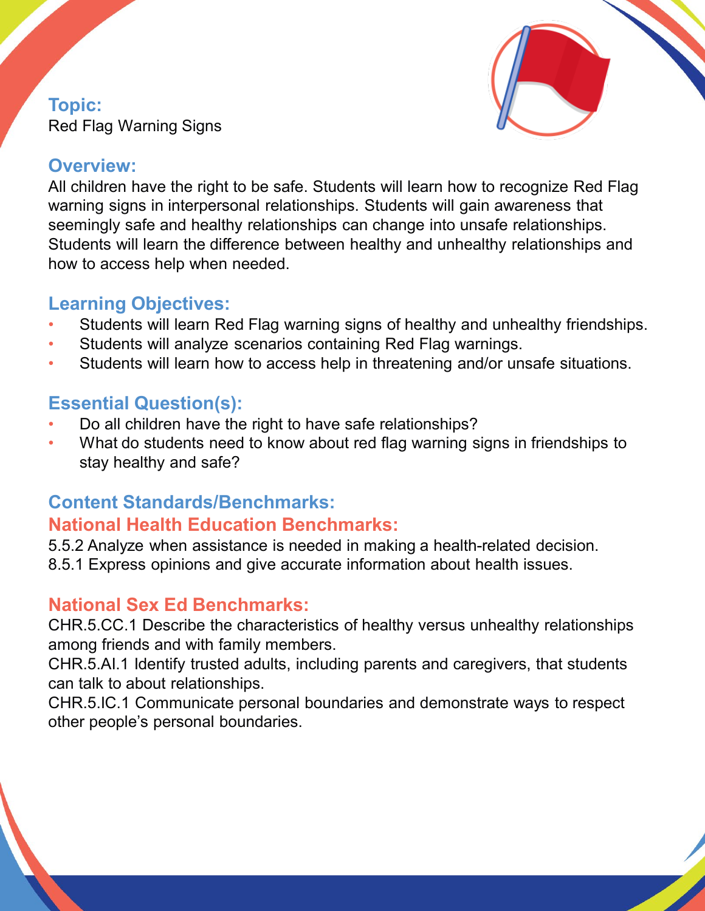## Topic:

Red Flag Warning Signs

## Overview:

All children have the right to be safe. Students will learn how to recognize Red Flag warning signs in interpersonal relationships. Students will gain awareness that seemingly safe and healthy relationships can change into unsafe relationships. Students will learn the difference between healthy and unhealthy relationships and how to access help when needed.

## Learning Objectives:

- Students will learn Red Flag warning signs of healthy and unhealthy friendships.
- Students will analyze scenarios containing Red Flag warnings.
- Students will learn how to access help in threatening and/or unsafe situations.

## Essential Question(s):

- Do all children have the right to have safe relationships?
- What do students need to know about red flag warning signs in friendships to stay healthy and safe?

## Content Standards/Benchmarks:

### National Health Education Benchmarks:

5.5.2 Analyze when assistance is needed in making a health-related decision.
8.5.1 Express opinions and give accurate information about health issues.

### National Sex Ed Benchmarks:

CHR.5.CC.1 Describe the characteristics of healthy versus unhealthy relationships among friends and with family members.
CHR.5.AI.1 Identify trusted adults, including parents and caregivers, that students can talk to about relationships.
CHR.5.IC.1 Communicate personal boundaries and demonstrate ways to respect other people's personal boundaries.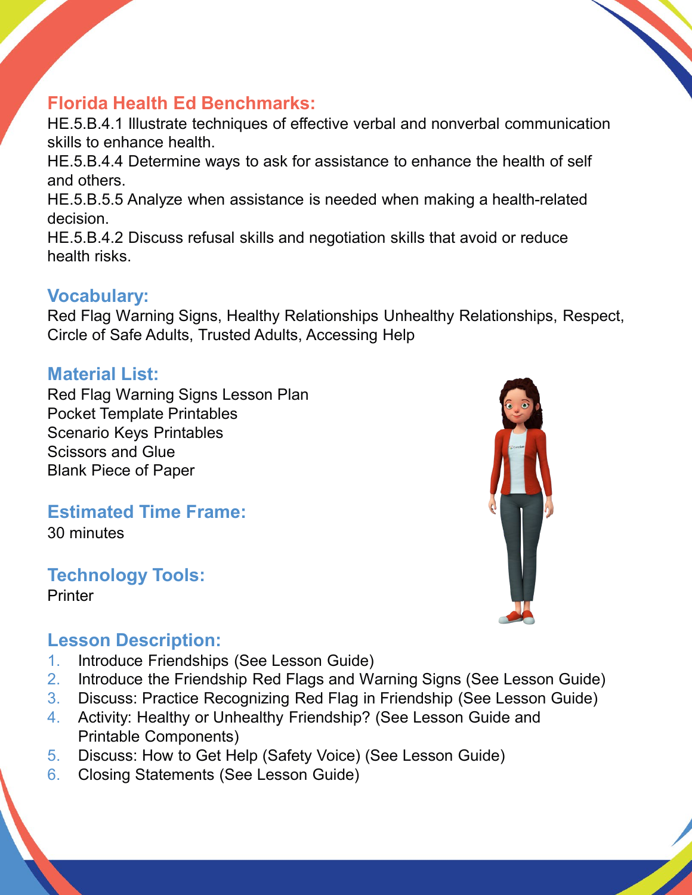## Florida Health Ed Benchmarks:

HE.5.B.4.1 Illustrate techniques of effective verbal and nonverbal communication skills to enhance health.
HE.5.B.4.4 Determine ways to ask for assistance to enhance the health of self and others.
HE.5.B.5.5 Analyze when assistance is needed when making a health-related decision.
HE.5.B.4.2 Discuss refusal skills and negotiation skills that avoid or reduce health risks.

## Vocabulary:

Red Flag Warning Signs, Healthy Relationships Unhealthy Relationships, Respect, Circle of Safe Adults, Trusted Adults, Accessing Help

## Material List:

Red Flag Warning Signs Lesson Plan
Pocket Template Printables
Scenario Keys Printables
Scissors and Glue
Blank Piece of Paper

## Estimated Time Frame:

30 minutes

## Technology Tools:

Printer

## Lesson Description:

1. Introduce Friendships (See Lesson Guide)
2. Introduce the Friendship Red Flags and Warning Signs (See Lesson Guide)
3. Discuss: Practice Recognizing Red Flag in Friendship (See Lesson Guide)
4. Activity: Healthy or Unhealthy Friendship? (See Lesson Guide and Printable Components)
5. Discuss: How to Get Help (Safety Voice) (See Lesson Guide)
6. Closing Statements (See Lesson Guide)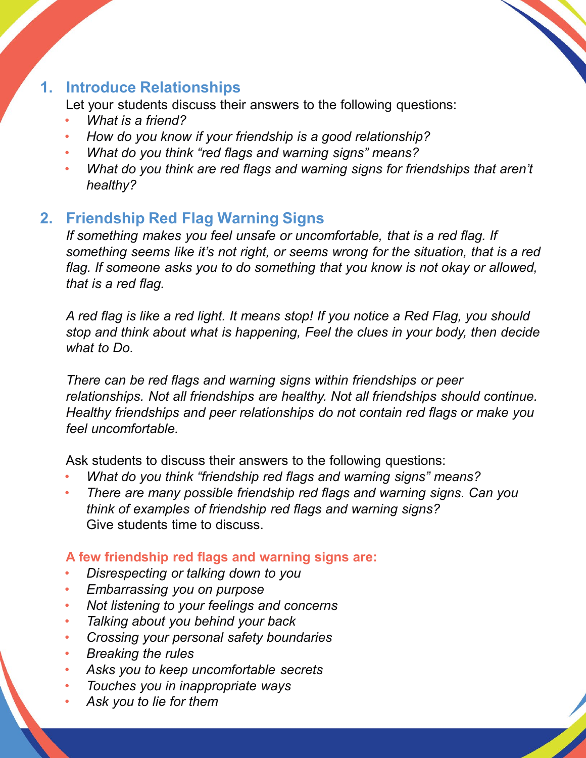## 1. Introduce Relationships

Let your students discuss their answers to the following questions:

- *What is a friend?*
- *How do you know if your friendship is a good relationship?*
- *What do you think "red flags and warning signs" means?*
- *What do you think are red flags and warning signs for friendships that aren't healthy?*

## 2. Friendship Red Flag Warning Signs

*If something makes you feel unsafe or uncomfortable, that is a red flag. If something seems like it's not right, or seems wrong for the situation, that is a red flag. If someone asks you to do something that you know is not okay or allowed, that is a red flag.*

*A red flag is like a red light. It means stop! If you notice a Red Flag, you should stop and think about what is happening, Feel the clues in your body, then decide what to Do.*

*There can be red flags and warning signs within friendships or peer relationships. Not all friendships are healthy. Not all friendships should continue. Healthy friendships and peer relationships do not contain red flags or make you feel uncomfortable.*

Ask students to discuss their answers to the following questions:

- *What do you think "friendship red flags and warning signs" means?*
- *There are many possible friendship red flags and warning signs. Can you think of examples of friendship red flags and warning signs?*
  Give students time to discuss.

**A few friendship red flags and warning signs are:**

- *Disrespecting or talking down to you*
- *Embarrassing you on purpose*
- *Not listening to your feelings and concerns*
- *Talking about you behind your back*
- *Crossing your personal safety boundaries*
- *Breaking the rules*
- *Asks you to keep uncomfortable secrets*
- *Touches you in inappropriate ways*
- *Ask you to lie for them*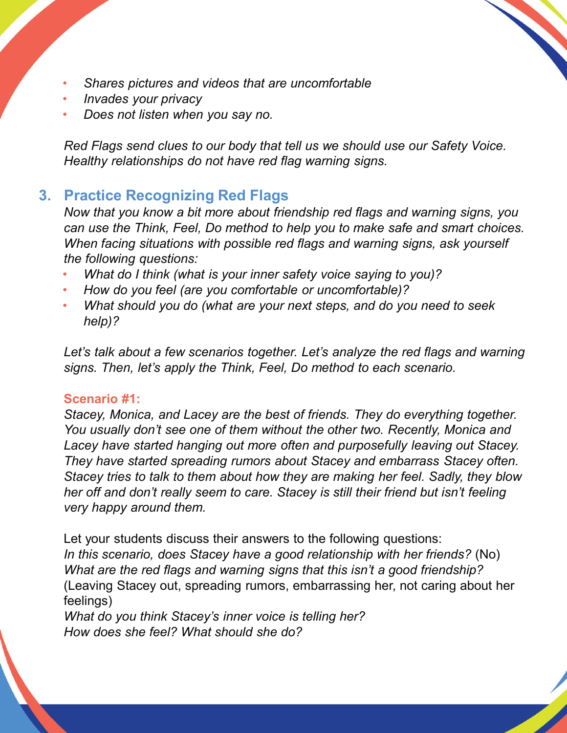- *Shares pictures and videos that are uncomfortable*
- *Invades your privacy*
- *Does not listen when you say no.*

*Red Flags send clues to our body that tell us we should use our Safety Voice. Healthy relationships do not have red flag warning signs.*

## 3. Practice Recognizing Red Flags

*Now that you know a bit more about friendship red flags and warning signs, you can use the Think, Feel, Do method to help you to make safe and smart choices. When facing situations with possible red flags and warning signs, ask yourself the following questions:*

- *What do I think (what is your inner safety voice saying to you)?*
- *How do you feel (are you comfortable or uncomfortable)?*
- *What should you do (what are your next steps, and do you need to seek help)?*

*Let's talk about a few scenarios together. Let's analyze the red flags and warning signs. Then, let's apply the Think, Feel, Do method to each scenario.*

**Scenario #1:**

*Stacey, Monica, and Lacey are the best of friends. They do everything together. You usually don't see one of them without the other two. Recently, Monica and Lacey have started hanging out more often and purposefully leaving out Stacey. They have started spreading rumors about Stacey and embarrass Stacey often. Stacey tries to talk to them about how they are making her feel. Sadly, they blow her off and don't really seem to care. Stacey is still their friend but isn't feeling very happy around them.*

Let your students discuss their answers to the following questions:
*In this scenario, does Stacey have a good relationship with her friends?* (No)
*What are the red flags and warning signs that this isn't a good friendship?* (Leaving Stacey out, spreading rumors, embarrassing her, not caring about her feelings)
*What do you think Stacey's inner voice is telling her?*
*How does she feel? What should she do?*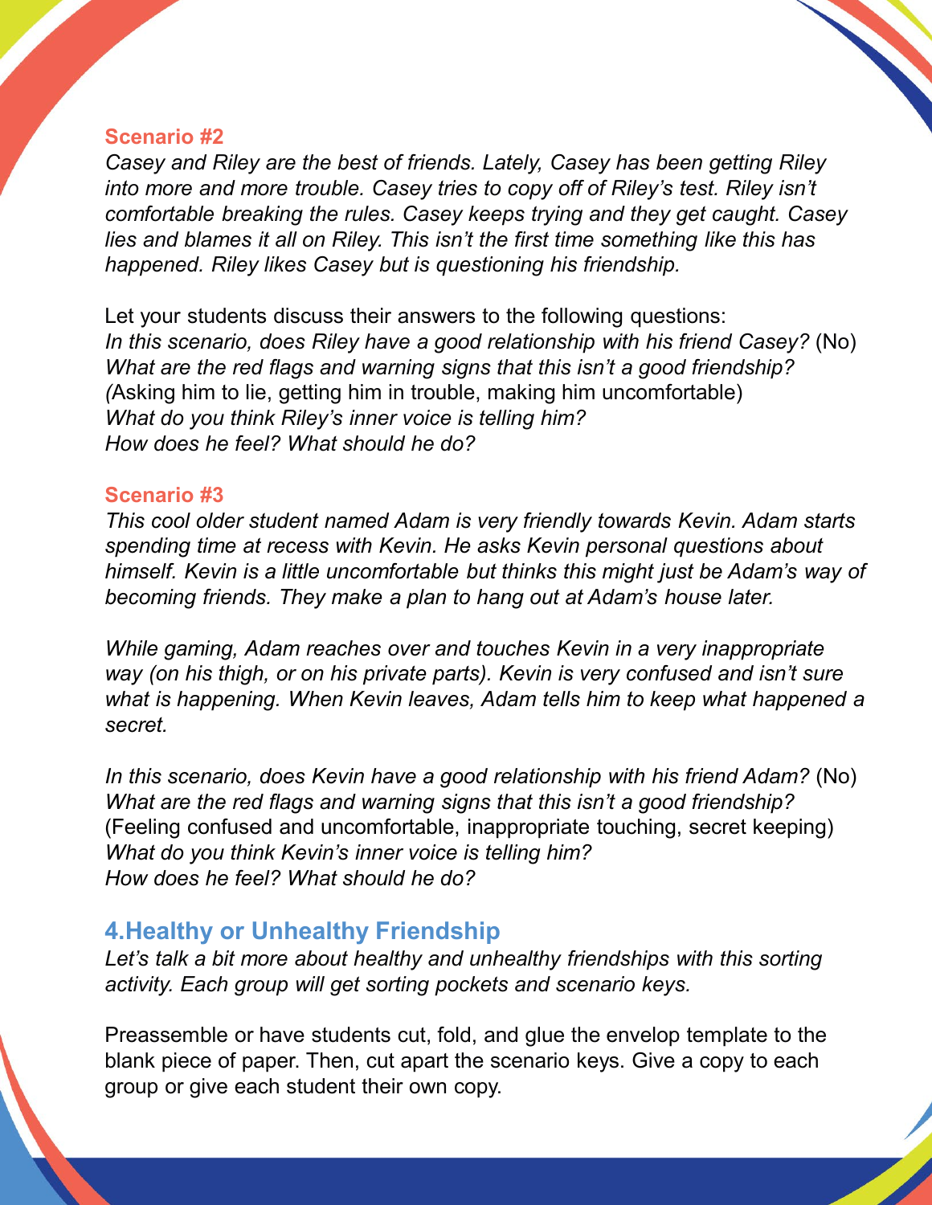### Scenario #2

*Casey and Riley are the best of friends. Lately, Casey has been getting Riley into more and more trouble. Casey tries to copy off of Riley's test. Riley isn't comfortable breaking the rules. Casey keeps trying and they get caught. Casey lies and blames it all on Riley. This isn't the first time something like this has happened. Riley likes Casey but is questioning his friendship.*

Let your students discuss their answers to the following questions:
*In this scenario, does Riley have a good relationship with his friend Casey?* (No)
*What are the red flags and warning signs that this isn't a good friendship?* *(*Asking him to lie, getting him in trouble, making him uncomfortable)
*What do you think Riley's inner voice is telling him?*
*How does he feel? What should he do?*

### Scenario #3

*This cool older student named Adam is very friendly towards Kevin. Adam starts spending time at recess with Kevin. He asks Kevin personal questions about himself. Kevin is a little uncomfortable but thinks this might just be Adam's way of becoming friends. They make a plan to hang out at Adam's house later.*

*While gaming, Adam reaches over and touches Kevin in a very inappropriate way (on his thigh, or on his private parts). Kevin is very confused and isn't sure what is happening. When Kevin leaves, Adam tells him to keep what happened a secret.*

*In this scenario, does Kevin have a good relationship with his friend Adam?* (No)
*What are the red flags and warning signs that this isn't a good friendship?* (Feeling confused and uncomfortable, inappropriate touching, secret keeping)
*What do you think Kevin's inner voice is telling him?*
*How does he feel? What should he do?*

## 4.Healthy or Unhealthy Friendship

*Let's talk a bit more about healthy and unhealthy friendships with this sorting activity. Each group will get sorting pockets and scenario keys.*

Preassemble or have students cut, fold, and glue the envelop template to the blank piece of paper. Then, cut apart the scenario keys. Give a copy to each group or give each student their own copy.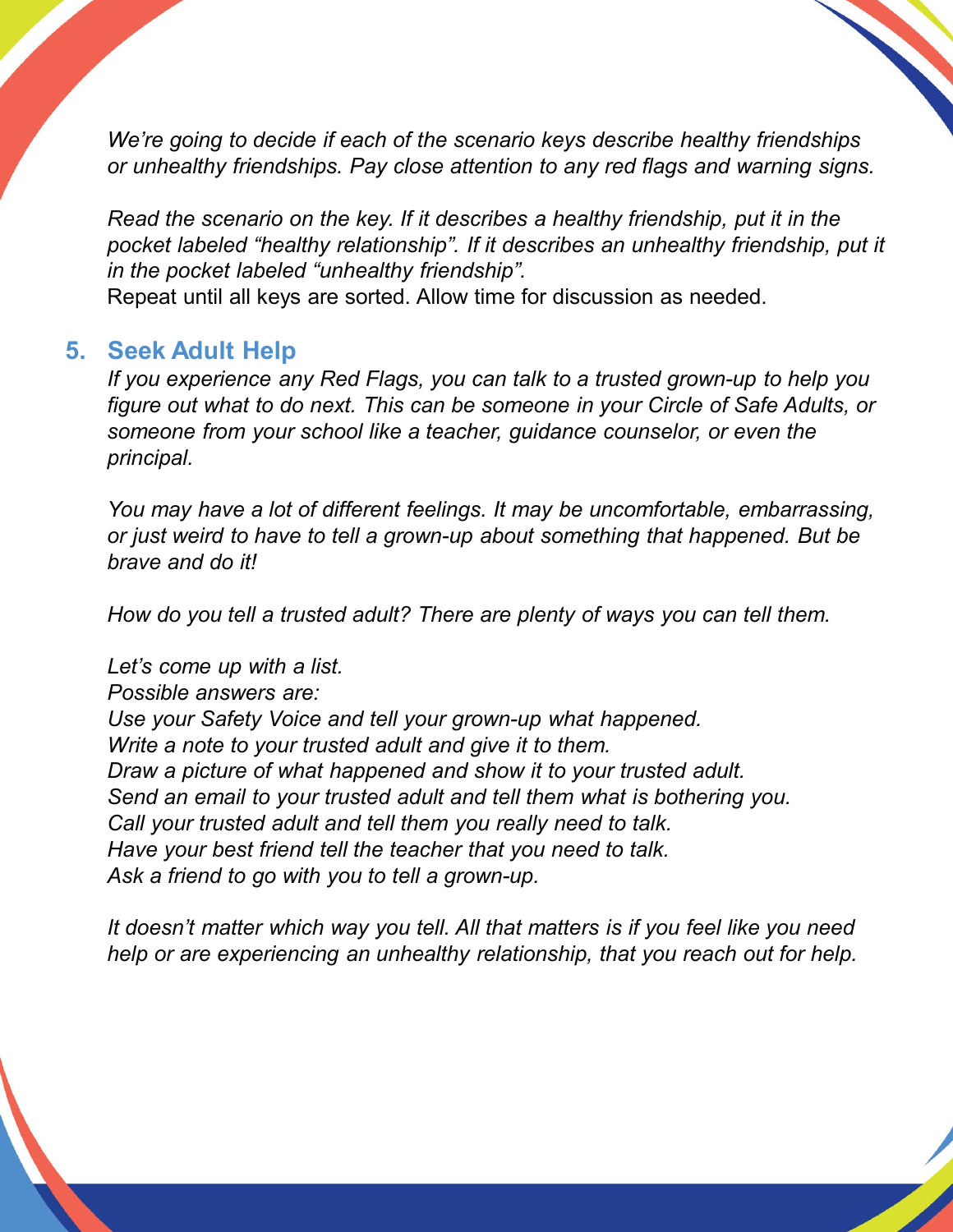*We're going to decide if each of the scenario keys describe healthy friendships or unhealthy friendships. Pay close attention to any red flags and warning signs.*

*Read the scenario on the key. If it describes a healthy friendship, put it in the pocket labeled "healthy relationship". If it describes an unhealthy friendship, put it in the pocket labeled "unhealthy friendship".*

Repeat until all keys are sorted. Allow time for discussion as needed.

## 5. Seek Adult Help

*If you experience any Red Flags, you can talk to a trusted grown-up to help you figure out what to do next. This can be someone in your Circle of Safe Adults, or someone from your school like a teacher, guidance counselor, or even the principal.*

*You may have a lot of different feelings. It may be uncomfortable, embarrassing, or just weird to have to tell a grown-up about something that happened. But be brave and do it!*

*How do you tell a trusted adult? There are plenty of ways you can tell them.*

*Let's come up with a list.*
*Possible answers are:*
*Use your Safety Voice and tell your grown-up what happened.*
*Write a note to your trusted adult and give it to them.*
*Draw a picture of what happened and show it to your trusted adult.*
*Send an email to your trusted adult and tell them what is bothering you.*
*Call your trusted adult and tell them you really need to talk.*
*Have your best friend tell the teacher that you need to talk.*
*Ask a friend to go with you to tell a grown-up.*

*It doesn't matter which way you tell. All that matters is if you feel like you need help or are experiencing an unhealthy relationship, that you reach out for help.*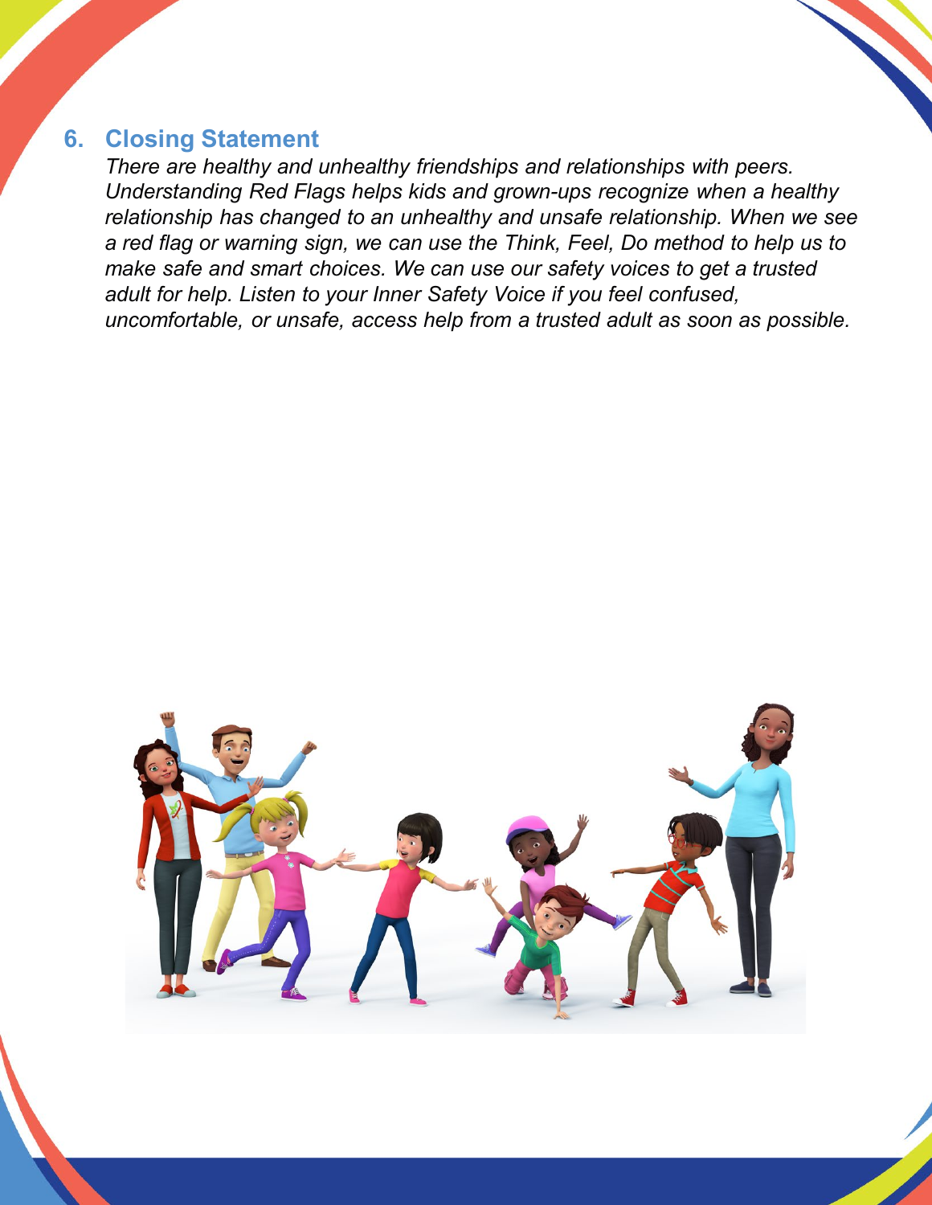## 6. Closing Statement

*There are healthy and unhealthy friendships and relationships with peers. Understanding Red Flags helps kids and grown-ups recognize when a healthy relationship has changed to an unhealthy and unsafe relationship. When we see a red flag or warning sign, we can use the Think, Feel, Do method to help us to make safe and smart choices. We can use our safety voices to get a trusted adult for help. Listen to your Inner Safety Voice if you feel confused, uncomfortable, or unsafe, access help from a trusted adult as soon as possible.*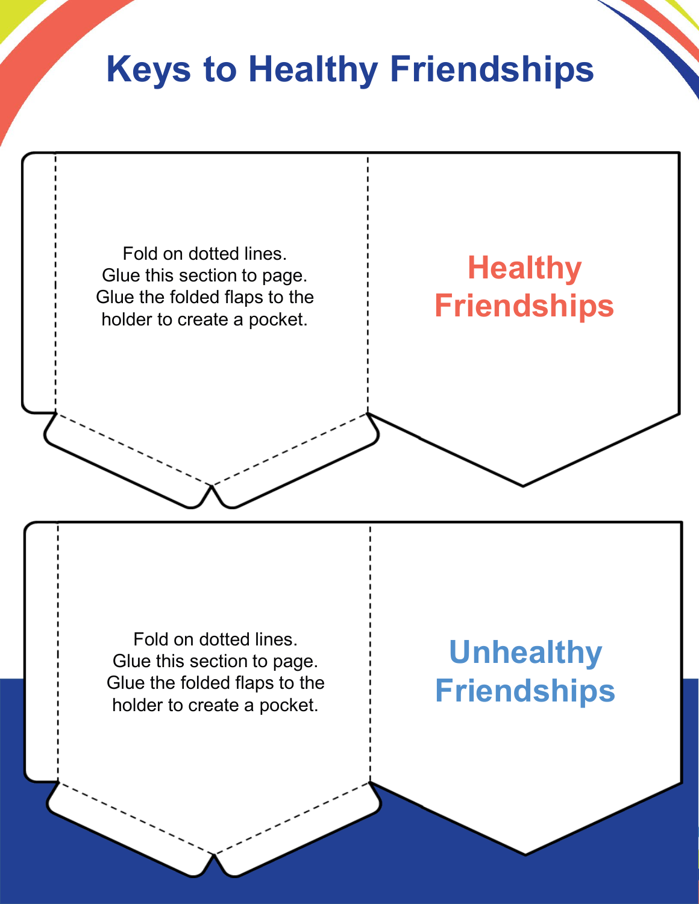# Keys to Healthy Friendships

Fold on dotted lines.
Glue this section to page.
Glue the folded flaps to the
holder to create a pocket.

**Healthy Friendships**

Fold on dotted lines.
Glue this section to page.
Glue the folded flaps to the
holder to create a pocket.

**Unhealthy Friendships**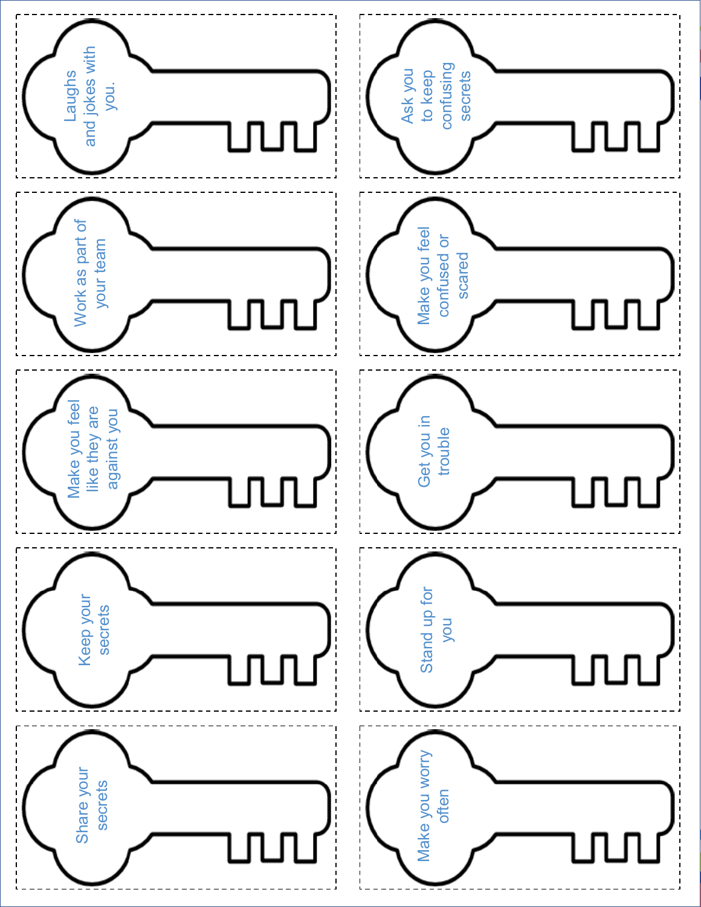Laughs and jokes with you.

Ask you to keep confusing secrets

Work as part of your team

Make you feel confused or scared

Make you feel like they are against you

Get you in trouble

Keep your secrets

Stand up for you

Share your secrets

Make you worry often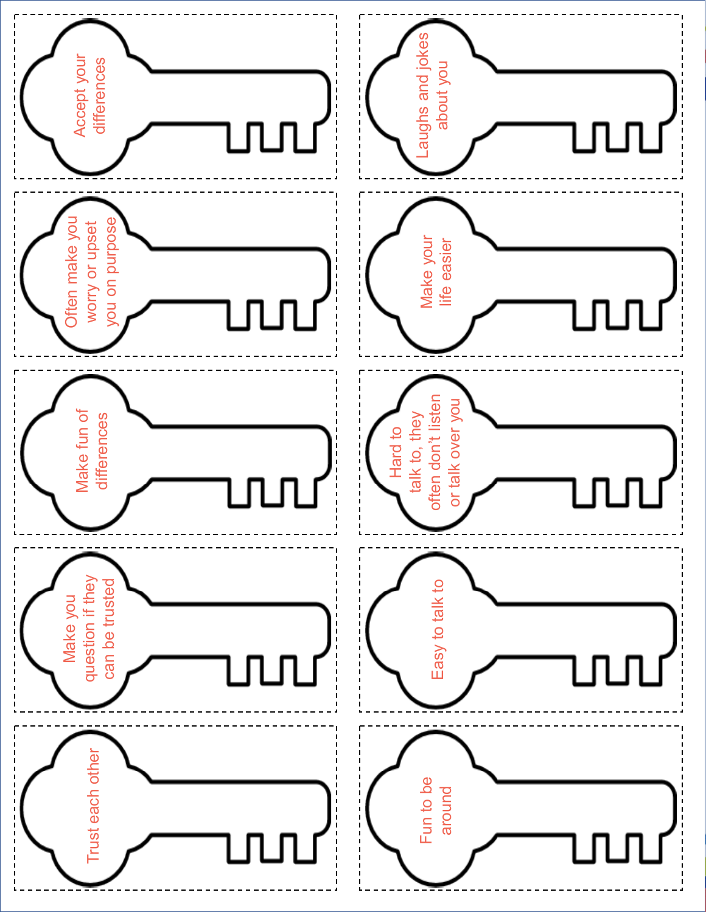Accept your differences

Laughs and jokes about you

Often make you worry or upset you on purpose

Make your life easier

Make fun of differences

Hard to talk to, they often don't listen or talk over you

Make you question if they can be trusted

Easy to talk to

Trust each other

Fun to be around